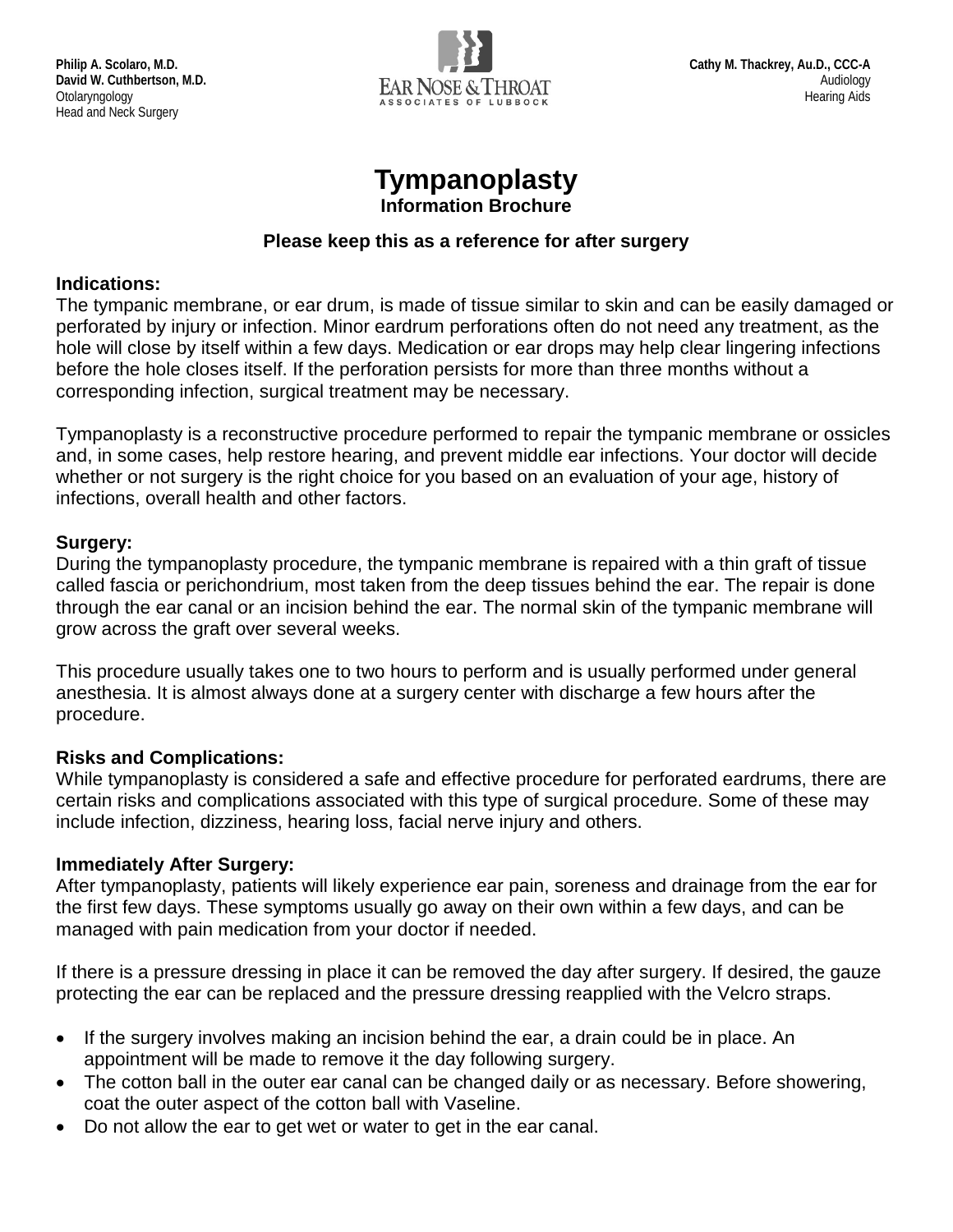Philip A. Scolaro, M.D.
David W. Cuthbertson, M.D.
Otolaryngology
Head and Neck Surgery

EAR NOSE & THROAT
ASSOCIATES OF LUBBOCK

Cathy M. Thackrey, Au.D., CCC-A
Audiology
Hearing Aids

# Tympanoplasty

**Information Brochure**

**Please keep this as a reference for after surgery**

**Indications:**
The tympanic membrane, or ear drum, is made of tissue similar to skin and can be easily damaged or perforated by injury or infection. Minor eardrum perforations often do not need any treatment, as the hole will close by itself within a few days. Medication or ear drops may help clear lingering infections before the hole closes itself. If the perforation persists for more than three months without a corresponding infection, surgical treatment may be necessary.

Tympanoplasty is a reconstructive procedure performed to repair the tympanic membrane or ossicles and, in some cases, help restore hearing, and prevent middle ear infections. Your doctor will decide whether or not surgery is the right choice for you based on an evaluation of your age, history of infections, overall health and other factors.

**Surgery:**
During the tympanoplasty procedure, the tympanic membrane is repaired with a thin graft of tissue called fascia or perichondrium, most taken from the deep tissues behind the ear. The repair is done through the ear canal or an incision behind the ear. The normal skin of the tympanic membrane will grow across the graft over several weeks.

This procedure usually takes one to two hours to perform and is usually performed under general anesthesia. It is almost always done at a surgery center with discharge a few hours after the procedure.

**Risks and Complications:**
While tympanoplasty is considered a safe and effective procedure for perforated eardrums, there are certain risks and complications associated with this type of surgical procedure. Some of these may include infection, dizziness, hearing loss, facial nerve injury and others.

**Immediately After Surgery:**
After tympanoplasty, patients will likely experience ear pain, soreness and drainage from the ear for the first few days. These symptoms usually go away on their own within a few days, and can be managed with pain medication from your doctor if needed.

If there is a pressure dressing in place it can be removed the day after surgery. If desired, the gauze protecting the ear can be replaced and the pressure dressing reapplied with the Velcro straps.

- If the surgery involves making an incision behind the ear, a drain could be in place. An appointment will be made to remove it the day following surgery.
- The cotton ball in the outer ear canal can be changed daily or as necessary. Before showering, coat the outer aspect of the cotton ball with Vaseline.
- Do not allow the ear to get wet or water to get in the ear canal.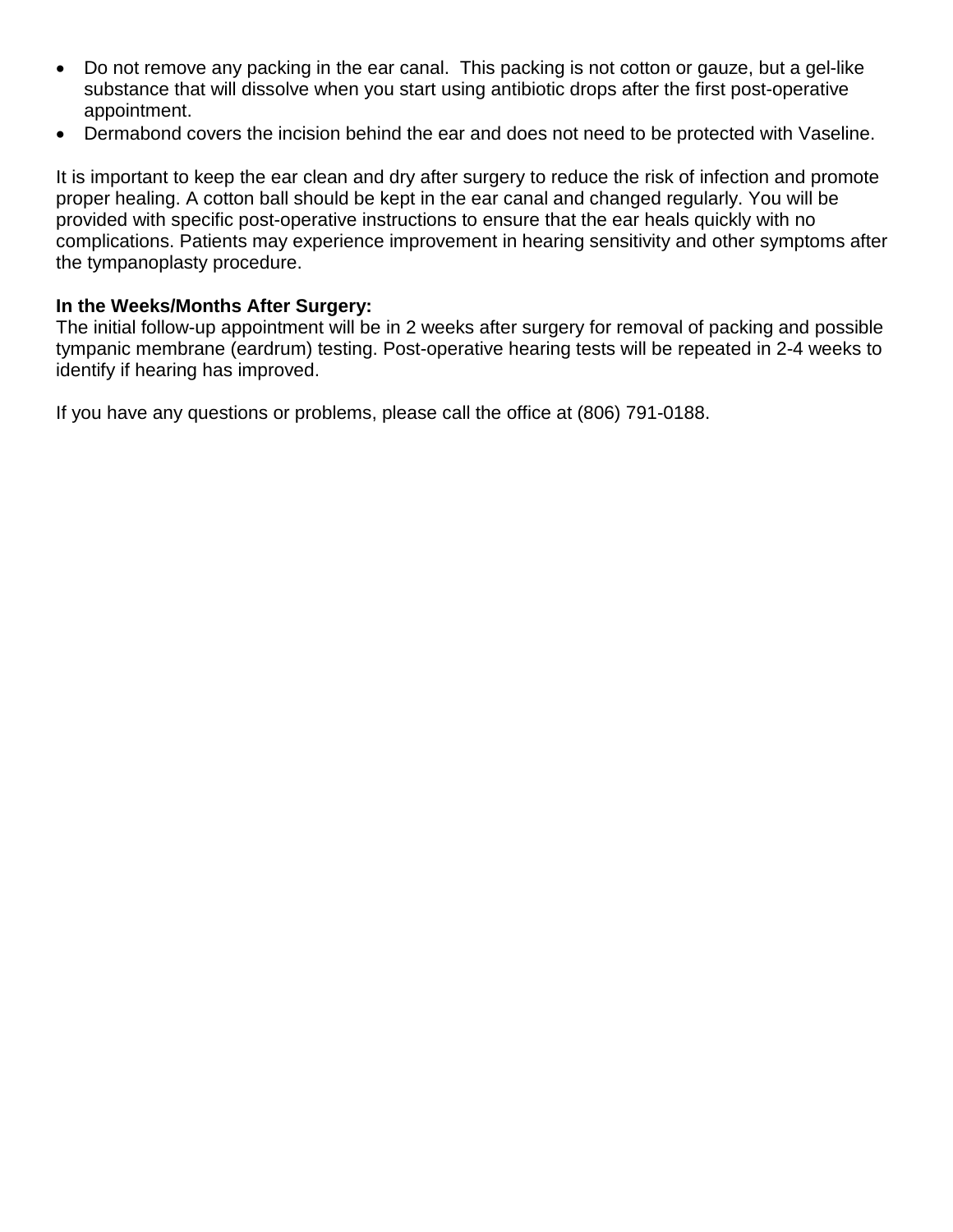- Do not remove any packing in the ear canal. This packing is not cotton or gauze, but a gel-like substance that will dissolve when you start using antibiotic drops after the first post-operative appointment.
- Dermabond covers the incision behind the ear and does not need to be protected with Vaseline.

It is important to keep the ear clean and dry after surgery to reduce the risk of infection and promote proper healing. A cotton ball should be kept in the ear canal and changed regularly. You will be provided with specific post-operative instructions to ensure that the ear heals quickly with no complications. Patients may experience improvement in hearing sensitivity and other symptoms after the tympanoplasty procedure.

**In the Weeks/Months After Surgery:**
The initial follow-up appointment will be in 2 weeks after surgery for removal of packing and possible tympanic membrane (eardrum) testing. Post-operative hearing tests will be repeated in 2-4 weeks to identify if hearing has improved.

If you have any questions or problems, please call the office at (806) 791-0188.